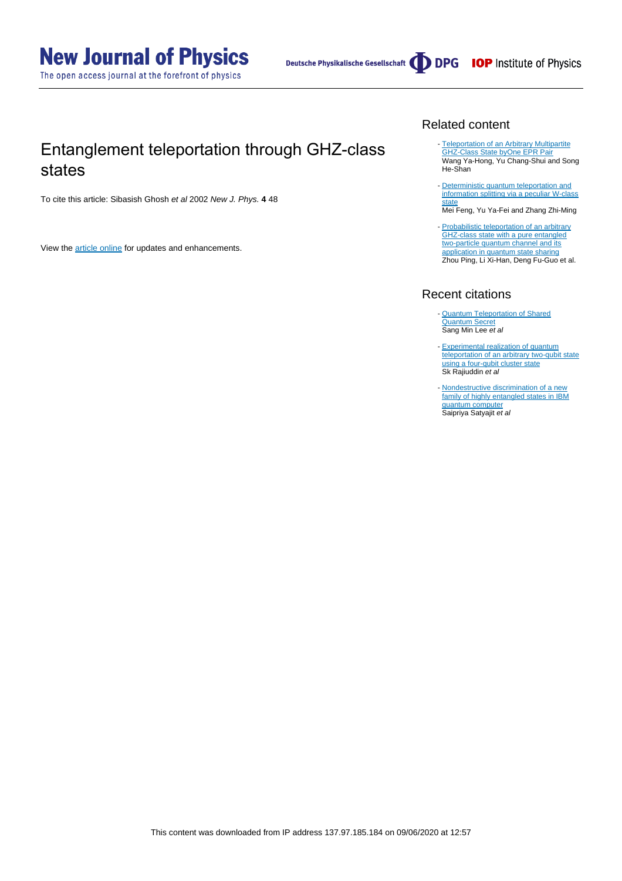# Entanglement teleportation through GHZ-class states

To cite this article: Sibasish Ghosh *et al* 2002 *New J. Phys.* **4** 48

View the article online for updates and enhancements.

## Related content

- Teleportation of an Arbitrary Multipartite GHZ-Class State byOne EPR Pair
  Wang Ya-Hong, Yu Chang-Shui and Song He-Shan
- Deterministic quantum teleportation and information splitting via a peculiar W-class state
  Mei Feng, Yu Ya-Fei and Zhang Zhi-Ming
- Probabilistic teleportation of an arbitrary GHZ-class state with a pure entangled two-particle quantum channel and its application in quantum state sharing
  Zhou Ping, Li Xi-Han, Deng Fu-Guo et al.

## Recent citations

- Quantum Teleportation of Shared Quantum Secret
  Sang Min Lee *et al*
- Experimental realization of quantum teleportation of an arbitrary two-qubit state using a four-qubit cluster state
  Sk Rajiuddin *et al*
- Nondestructive discrimination of a new family of highly entangled states in IBM quantum computer
  Saipriya Satyajit *et al*

This content was downloaded from IP address 137.97.185.184 on 09/06/2020 at 12:57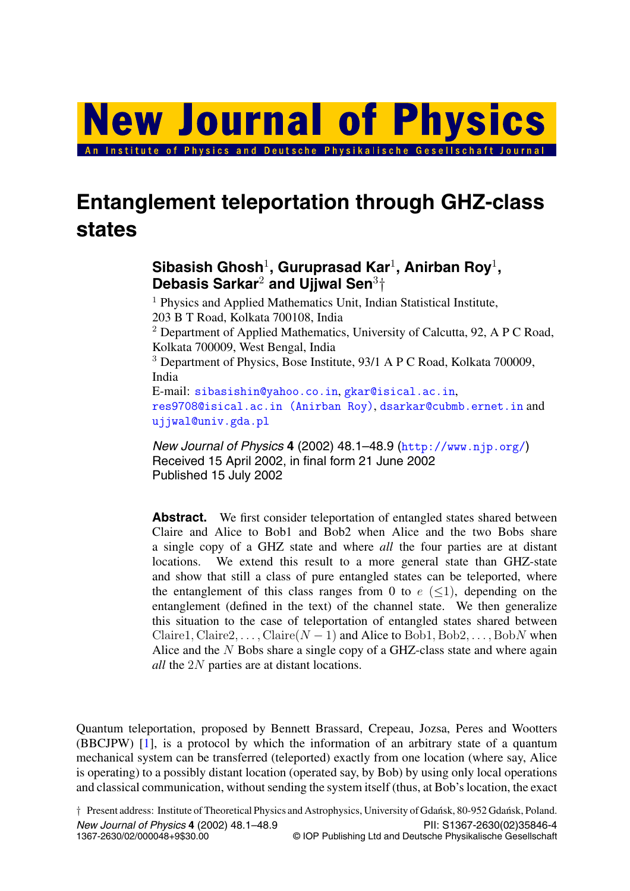# Entanglement teleportation through GHZ-class states

**Sibasish Ghosh**[1], **Guruprasad Kar**[1], **Anirban Roy**[1], **Debasis Sarkar**[2] **and Ujjwal Sen**[3]†

[1] Physics and Applied Mathematics Unit, Indian Statistical Institute, 203 B T Road, Kolkata 700108, India

[2] Department of Applied Mathematics, University of Calcutta, 92, A P C Road, Kolkata 700009, West Bengal, India

[3] Department of Physics, Bose Institute, 93/1 A P C Road, Kolkata 700009, India

E-mail: sibasishin@yahoo.co.in, gkar@isical.ac.in, res9708@isical.ac.in (Anirban Roy), dsarkar@cubmb.ernet.in and ujjwal@univ.gda.pl

*New Journal of Physics* **4** (2002) 48.1–48.9 (http://www.njp.org/)
Received 15 April 2002, in final form 21 June 2002
Published 15 July 2002

**Abstract.** We first consider teleportation of entangled states shared between Claire and Alice to Bob1 and Bob2 when Alice and the two Bobs share a single copy of a GHZ state and where *all* the four parties are at distant locations. We extend this result to a more general state than GHZ-state and show that still a class of pure entangled states can be teleported, where the entanglement of this class ranges from 0 to $e$ ($\leq 1$), depending on the entanglement (defined in the text) of the channel state. We then generalize this situation to the case of teleportation of entangled states shared between $\mathrm{Claire1}, \mathrm{Claire2}, \ldots, \mathrm{Claire}(N-1)$ and Alice to $\mathrm{Bob1}, \mathrm{Bob2}, \ldots, \mathrm{Bob}N$ when Alice and the $N$ Bobs share a single copy of a GHZ-class state and where again *all* the $2N$ parties are at distant locations.

Quantum teleportation, proposed by Bennett Brassard, Crepeau, Jozsa, Peres and Wootters (BBCJPW) [1], is a protocol by which the information of an arbitrary state of a quantum mechanical system can be transferred (teleported) exactly from one location (where say, Alice is operating) to a possibly distant location (operated say, by Bob) by using only local operations and classical communication, without sending the system itself (thus, at Bob's location, the exact

† Present address: Institute of Theoretical Physics and Astrophysics, University of Gdańsk, 80-952 Gdańsk, Poland.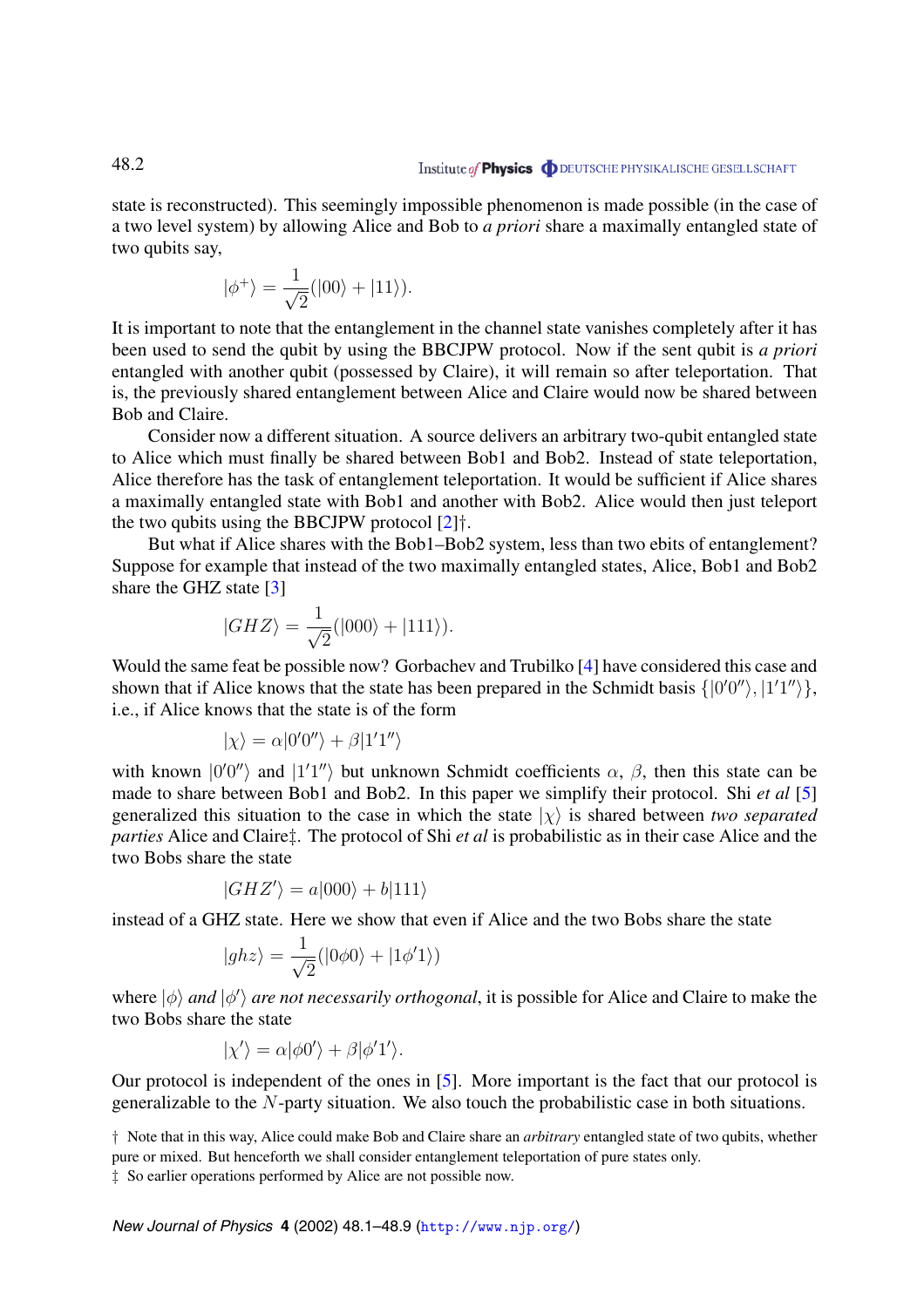state is reconstructed). This seemingly impossible phenomenon is made possible (in the case of a two level system) by allowing Alice and Bob to *a priori* share a maximally entangled state of two qubits say,

$$|\phi^+\rangle = \frac{1}{\sqrt{2}}(|00\rangle + |11\rangle).$$

It is important to note that the entanglement in the channel state vanishes completely after it has been used to send the qubit by using the BBCJPW protocol. Now if the sent qubit is *a priori* entangled with another qubit (possessed by Claire), it will remain so after teleportation. That is, the previously shared entanglement between Alice and Claire would now be shared between Bob and Claire.

Consider now a different situation. A source delivers an arbitrary two-qubit entangled state to Alice which must finally be shared between Bob1 and Bob2. Instead of state teleportation, Alice therefore has the task of entanglement teleportation. It would be sufficient if Alice shares a maximally entangled state with Bob1 and another with Bob2. Alice would then just teleport the two qubits using the BBCJPW protocol [2]†.

But what if Alice shares with the Bob1–Bob2 system, less than two ebits of entanglement? Suppose for example that instead of the two maximally entangled states, Alice, Bob1 and Bob2 share the GHZ state [3]

$$|GHZ\rangle = \frac{1}{\sqrt{2}}(|000\rangle + |111\rangle).$$

Would the same feat be possible now? Gorbachev and Trubilko [4] have considered this case and shown that if Alice knows that the state has been prepared in the Schmidt basis $\{|0'0''\rangle, |1'1''\rangle\}$, i.e., if Alice knows that the state is of the form

$$|\chi\rangle = \alpha|0'0''\rangle + \beta|1'1''\rangle$$

with known $|0'0''\rangle$ and $|1'1''\rangle$ but unknown Schmidt coefficients $\alpha$, $\beta$, then this state can be made to share between Bob1 and Bob2. In this paper we simplify their protocol. Shi *et al* [5] generalized this situation to the case in which the state $|\chi\rangle$ is shared between *two separated parties* Alice and Claire‡. The protocol of Shi *et al* is probabilistic as in their case Alice and the two Bobs share the state

$$|GHZ'\rangle = a|000\rangle + b|111\rangle$$

instead of a GHZ state. Here we show that even if Alice and the two Bobs share the state

$$|ghz\rangle = \frac{1}{\sqrt{2}}(|0\phi 0\rangle + |1\phi' 1\rangle)$$

where $|\phi\rangle$ *and* $|\phi'\rangle$ *are not necessarily orthogonal*, it is possible for Alice and Claire to make the two Bobs share the state

$$|\chi'\rangle = \alpha|\phi 0'\rangle + \beta|\phi' 1'\rangle.$$

Our protocol is independent of the ones in [5]. More important is the fact that our protocol is generalizable to the $N$-party situation. We also touch the probabilistic case in both situations.

† Note that in this way, Alice could make Bob and Claire share an *arbitrary* entangled state of two qubits, whether pure or mixed. But henceforth we shall consider entanglement teleportation of pure states only.

‡ So earlier operations performed by Alice are not possible now.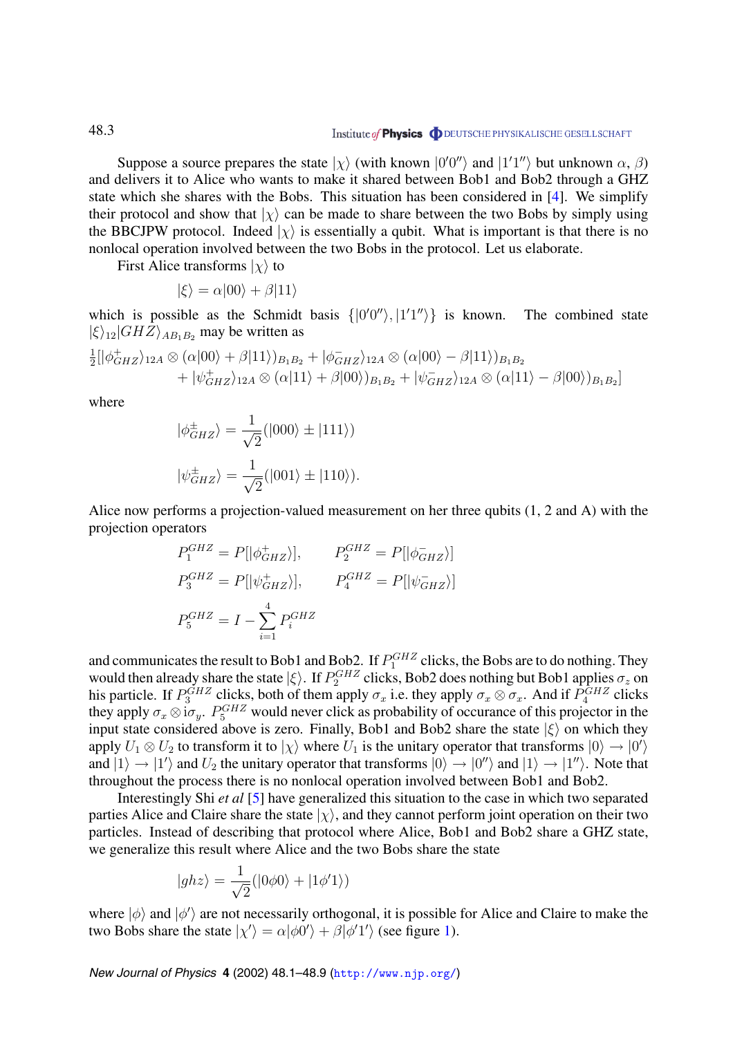Suppose a source prepares the state $|\chi\rangle$ (with known $|0'0''\rangle$ and $|1'1''\rangle$ but unknown $\alpha$, $\beta$) and delivers it to Alice who wants to make it shared between Bob1 and Bob2 through a GHZ state which she shares with the Bobs. This situation has been considered in [4]. We simplify their protocol and show that $|\chi\rangle$ can be made to share between the two Bobs by simply using the BBCJPW protocol. Indeed $|\chi\rangle$ is essentially a qubit. What is important is that there is no nonlocal operation involved between the two Bobs in the protocol. Let us elaborate.

First Alice transforms $|\chi\rangle$ to

$$|\xi\rangle = \alpha|00\rangle + \beta|11\rangle$$

which is possible as the Schmidt basis $\{|0'0''\rangle, |1'1''\rangle\}$ is known. The combined state $|\xi\rangle_{12}|GHZ\rangle_{AB_1B_2}$ may be written as

$$\frac{1}{2}[|\phi^+_{GHZ}\rangle_{12A} \otimes (\alpha|00\rangle + \beta|11\rangle)_{B_1B_2} + |\phi^-_{GHZ}\rangle_{12A} \otimes (\alpha|00\rangle - \beta|11\rangle)_{B_1B_2}$$
$$+ |\psi^+_{GHZ}\rangle_{12A} \otimes (\alpha|11\rangle + \beta|00\rangle)_{B_1B_2} + |\psi^-_{GHZ}\rangle_{12A} \otimes (\alpha|11\rangle - \beta|00\rangle)_{B_1B_2}]$$

where

$$|\phi^\pm_{GHZ}\rangle = \frac{1}{\sqrt{2}}(|000\rangle \pm |111\rangle)$$

$$|\psi^\pm_{GHZ}\rangle = \frac{1}{\sqrt{2}}(|001\rangle \pm |110\rangle).$$

Alice now performs a projection-valued measurement on her three qubits (1, 2 and A) with the projection operators

$$P_1^{GHZ} = P[|\phi^+_{GHZ}\rangle], \qquad P_2^{GHZ} = P[|\phi^-_{GHZ}\rangle]$$

$$P_3^{GHZ} = P[|\psi^+_{GHZ}\rangle], \qquad P_4^{GHZ} = P[|\psi^-_{GHZ}\rangle]$$

$$P_5^{GHZ} = I - \sum_{i=1}^{4} P_i^{GHZ}$$

and communicates the result to Bob1 and Bob2. If $P_1^{GHZ}$ clicks, the Bobs are to do nothing. They would then already share the state $|\xi\rangle$. If $P_2^{GHZ}$ clicks, Bob2 does nothing but Bob1 applies $\sigma_z$ on his particle. If $P_3^{GHZ}$ clicks, both of them apply $\sigma_x$ i.e. they apply $\sigma_x \otimes \sigma_x$. And if $P_4^{GHZ}$ clicks they apply $\sigma_x \otimes i\sigma_y$. $P_5^{GHZ}$ would never click as probability of occurance of this projector in the input state considered above is zero. Finally, Bob1 and Bob2 share the state $|\xi\rangle$ on which they apply $U_1 \otimes U_2$ to transform it to $|\chi\rangle$ where $U_1$ is the unitary operator that transforms $|0\rangle \to |0'\rangle$ and $|1\rangle \to |1'\rangle$ and $U_2$ the unitary operator that transforms $|0\rangle \to |0''\rangle$ and $|1\rangle \to |1''\rangle$. Note that throughout the process there is no nonlocal operation involved between Bob1 and Bob2.

Interestingly Shi *et al* [5] have generalized this situation to the case in which two separated parties Alice and Claire share the state $|\chi\rangle$, and they cannot perform joint operation on their two particles. Instead of describing that protocol where Alice, Bob1 and Bob2 share a GHZ state, we generalize this result where Alice and the two Bobs share the state

$$|ghz\rangle = \frac{1}{\sqrt{2}}(|0\phi 0\rangle + |1\phi' 1\rangle)$$

where $|\phi\rangle$ and $|\phi'\rangle$ are not necessarily orthogonal, it is possible for Alice and Claire to make the two Bobs share the state $|\chi'\rangle = \alpha|\phi 0'\rangle + \beta|\phi' 1'\rangle$ (see figure 1).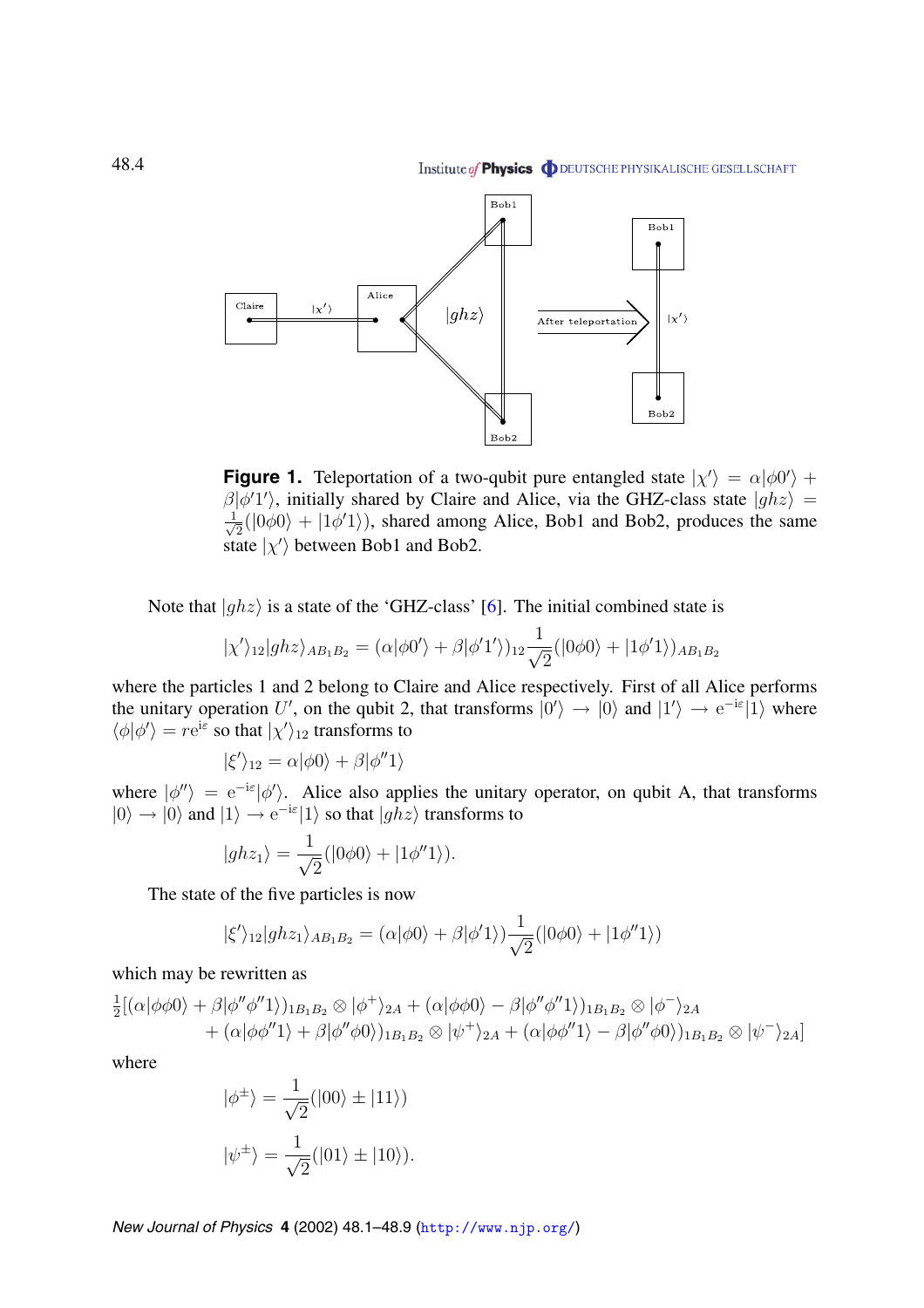Claire

$|\chi'\rangle$

Alice

$|ghz\rangle$

Bob1

Bob2

After teleportation

Bob1

$|\chi'\rangle$

Bob2

**Figure 1.** Teleportation of a two-qubit pure entangled state $|\chi'\rangle = \alpha|\phi 0'\rangle + \beta|\phi' 1'\rangle$, initially shared by Claire and Alice, via the GHZ-class state $|ghz\rangle = \frac{1}{\sqrt{2}}(|0\phi 0\rangle + |1\phi' 1\rangle)$, shared among Alice, Bob1 and Bob2, produces the same state $|\chi'\rangle$ between Bob1 and Bob2.

Note that $|ghz\rangle$ is a state of the 'GHZ-class' [6]. The initial combined state is

$$|\chi'\rangle_{12}|ghz\rangle_{AB_1B_2} = (\alpha|\phi 0'\rangle + \beta|\phi' 1'\rangle)_{12}\frac{1}{\sqrt{2}}(|0\phi 0\rangle + |1\phi' 1\rangle)_{AB_1B_2}$$

where the particles 1 and 2 belong to Claire and Alice respectively. First of all Alice performs the unitary operation $U'$, on the qubit 2, that transforms $|0'\rangle \rightarrow |0\rangle$ and $|1'\rangle \rightarrow \mathrm{e}^{-\mathrm{i}\varepsilon}|1\rangle$ where $\langle\phi|\phi'\rangle = r\mathrm{e}^{\mathrm{i}\varepsilon}$ so that $|\chi'\rangle_{12}$ transforms to

$$|\xi'\rangle_{12} = \alpha|\phi 0\rangle + \beta|\phi'' 1\rangle$$

where $|\phi''\rangle = \mathrm{e}^{-\mathrm{i}\varepsilon}|\phi'\rangle$. Alice also applies the unitary operator, on qubit A, that transforms $|0\rangle \rightarrow |0\rangle$ and $|1\rangle \rightarrow \mathrm{e}^{-\mathrm{i}\varepsilon}|1\rangle$ so that $|ghz\rangle$ transforms to

$$|ghz_1\rangle = \frac{1}{\sqrt{2}}(|0\phi 0\rangle + |1\phi'' 1\rangle).$$

The state of the five particles is now

$$|\xi'\rangle_{12}|ghz_1\rangle_{AB_1B_2} = (\alpha|\phi 0\rangle + \beta|\phi' 1\rangle)\frac{1}{\sqrt{2}}(|0\phi 0\rangle + |1\phi'' 1\rangle)$$

which may be rewritten as

$$\begin{aligned}\tfrac{1}{2}[&(\alpha|\phi\phi 0\rangle + \beta|\phi''\phi'' 1\rangle)_{1B_1B_2} \otimes |\phi^+\rangle_{2A} + (\alpha|\phi\phi 0\rangle - \beta|\phi''\phi'' 1\rangle)_{1B_1B_2} \otimes |\phi^-\rangle_{2A} \\ &+ (\alpha|\phi\phi'' 1\rangle + \beta|\phi''\phi 0\rangle)_{1B_1B_2} \otimes |\psi^+\rangle_{2A} + (\alpha|\phi\phi'' 1\rangle - \beta|\phi''\phi 0\rangle)_{1B_1B_2} \otimes |\psi^-\rangle_{2A}]\end{aligned}$$

where

$$|\phi^{\pm}\rangle = \frac{1}{\sqrt{2}}(|00\rangle \pm |11\rangle)$$

$$|\psi^{\pm}\rangle = \frac{1}{\sqrt{2}}(|01\rangle \pm |10\rangle).$$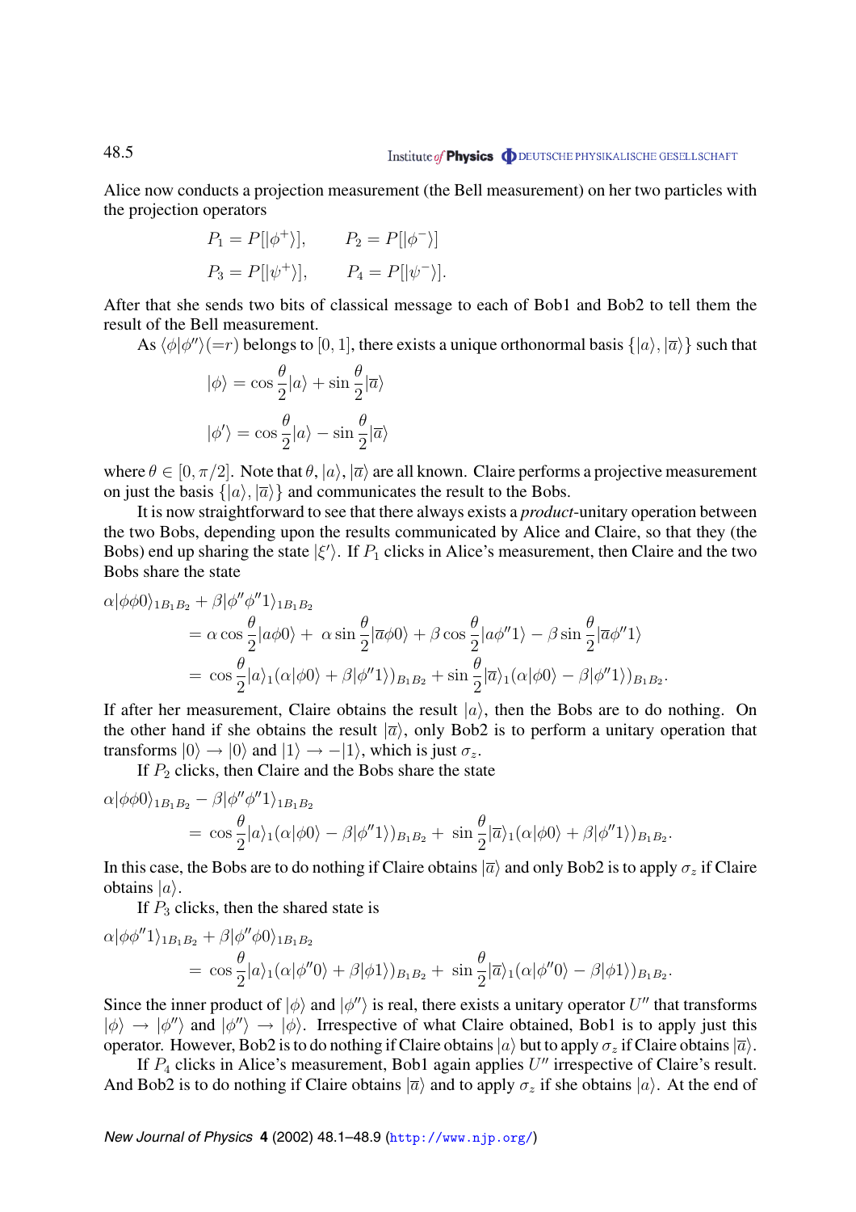Alice now conducts a projection measurement (the Bell measurement) on her two particles with the projection operators

$$P_1 = P[|\phi^+\rangle], \qquad P_2 = P[|\phi^-\rangle]$$

$$P_3 = P[|\psi^+\rangle], \qquad P_4 = P[|\psi^-\rangle].$$

After that she sends two bits of classical message to each of Bob1 and Bob2 to tell them the result of the Bell measurement.

As $\langle\phi|\phi''\rangle(=r)$ belongs to $[0,1]$, there exists a unique orthonormal basis $\{|a\rangle, |\overline{a}\rangle\}$ such that

$$|\phi\rangle = \cos\frac{\theta}{2}|a\rangle + \sin\frac{\theta}{2}|\overline{a}\rangle$$

$$|\phi'\rangle = \cos\frac{\theta}{2}|a\rangle - \sin\frac{\theta}{2}|\overline{a}\rangle$$

where $\theta \in [0, \pi/2]$. Note that $\theta, |a\rangle, |\overline{a}\rangle$ are all known. Claire performs a projective measurement on just the basis $\{|a\rangle, |\overline{a}\rangle\}$ and communicates the result to the Bobs.

It is now straightforward to see that there always exists a *product*-unitary operation between the two Bobs, depending upon the results communicated by Alice and Claire, so that they (the Bobs) end up sharing the state $|\xi'\rangle$. If $P_1$ clicks in Alice's measurement, then Claire and the two Bobs share the state

$$\begin{aligned}
\alpha|\phi\phi 0\rangle_{1B_1B_2} &+ \beta|\phi''\phi''1\rangle_{1B_1B_2} \\
&= \alpha\cos\frac{\theta}{2}|a\phi 0\rangle + \alpha\sin\frac{\theta}{2}|\overline{a}\phi 0\rangle + \beta\cos\frac{\theta}{2}|a\phi''1\rangle - \beta\sin\frac{\theta}{2}|\overline{a}\phi''1\rangle \\
&= \cos\frac{\theta}{2}|a\rangle_1(\alpha|\phi 0\rangle + \beta|\phi''1\rangle)_{B_1B_2} + \sin\frac{\theta}{2}|\overline{a}\rangle_1(\alpha|\phi 0\rangle - \beta|\phi''1\rangle)_{B_1B_2}.
\end{aligned}$$

If after her measurement, Claire obtains the result $|a\rangle$, then the Bobs are to do nothing. On the other hand if she obtains the result $|\overline{a}\rangle$, only Bob2 is to perform a unitary operation that transforms $|0\rangle \to |0\rangle$ and $|1\rangle \to -|1\rangle$, which is just $\sigma_z$.

If $P_2$ clicks, then Claire and the Bobs share the state

$$\begin{aligned}
\alpha|\phi\phi 0\rangle_{1B_1B_2} &- \beta|\phi''\phi''1\rangle_{1B_1B_2} \\
&= \cos\frac{\theta}{2}|a\rangle_1(\alpha|\phi 0\rangle - \beta|\phi''1\rangle)_{B_1B_2} + \sin\frac{\theta}{2}|\overline{a}\rangle_1(\alpha|\phi 0\rangle + \beta|\phi''1\rangle)_{B_1B_2}.
\end{aligned}$$

In this case, the Bobs are to do nothing if Claire obtains $|\overline{a}\rangle$ and only Bob2 is to apply $\sigma_z$ if Claire obtains $|a\rangle$.

If $P_3$ clicks, then the shared state is

$$\begin{aligned}
\alpha|\phi\phi''1\rangle_{1B_1B_2} &+ \beta|\phi''\phi 0\rangle_{1B_1B_2} \\
&= \cos\frac{\theta}{2}|a\rangle_1(\alpha|\phi''0\rangle + \beta|\phi 1\rangle)_{B_1B_2} + \sin\frac{\theta}{2}|\overline{a}\rangle_1(\alpha|\phi''0\rangle - \beta|\phi 1\rangle)_{B_1B_2}.
\end{aligned}$$

Since the inner product of $|\phi\rangle$ and $|\phi''\rangle$ is real, there exists a unitary operator $U''$ that transforms $|\phi\rangle \to |\phi''\rangle$ and $|\phi''\rangle \to |\phi\rangle$. Irrespective of what Claire obtained, Bob1 is to apply this operator. However, Bob2 is to do nothing if Claire obtains $|a\rangle$ but to apply $\sigma_z$ if Claire obtains $|\overline{a}\rangle$.

If $P_4$ clicks in Alice's measurement, Bob1 again applies $U''$ irrespective of Claire's result. And Bob2 is to do nothing if Claire obtains $|\overline{a}\rangle$ and to apply $\sigma_z$ if she obtains $|a\rangle$. At the end of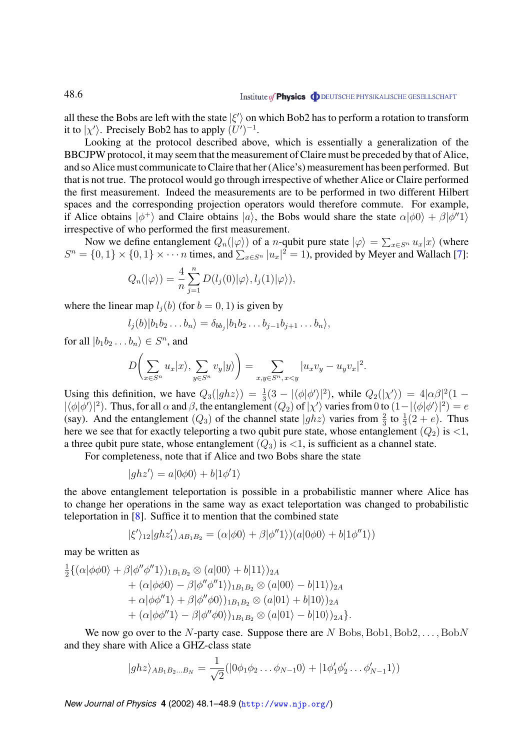all these the Bobs are left with the state $|\xi'\rangle$ on which Bob2 has to perform a rotation to transform it to $|\chi'\rangle$. Precisely Bob2 has to apply $(U')^{-1}$.

Looking at the protocol described above, which is essentially a generalization of the BBCJPW protocol, it may seem that the measurement of Claire must be preceded by that of Alice, and so Alice must communicate to Claire that her (Alice's) measurement has been performed. But that is not true. The protocol would go through irrespective of whether Alice or Claire performed the first measurement. Indeed the measurements are to be performed in two different Hilbert spaces and the corresponding projection operators would therefore commute. For example, if Alice obtains $|\phi^+\rangle$ and Claire obtains $|a\rangle$, the Bobs would share the state $\alpha|\phi 0\rangle + \beta|\phi'' 1\rangle$ irrespective of who performed the first measurement.

Now we define entanglement $Q_n(|\varphi\rangle)$ of a $n$-qubit pure state $|\varphi\rangle = \sum_{x \in S^n} u_x |x\rangle$ (where $S^n = \{0,1\} \times \{0,1\} \times \cdots n$ times, and $\sum_{x \in S^n} |u_x|^2 = 1$), provided by Meyer and Wallach [7]:

$$Q_n(|\varphi\rangle) = \frac{4}{n} \sum_{j=1}^{n} D(l_j(0)|\varphi\rangle, l_j(1)|\varphi\rangle),$$

where the linear map $l_j(b)$ (for $b = 0, 1$) is given by

$$l_j(b)|b_1 b_2 \ldots b_n\rangle = \delta_{b b_j} |b_1 b_2 \ldots b_{j-1} b_{j+1} \ldots b_n\rangle,$$

for all $|b_1 b_2 \ldots b_n\rangle \in S^n$, and

$$D\left(\sum_{x \in S^n} u_x |x\rangle, \sum_{y \in S^n} v_y |y\rangle\right) = \sum_{x,y \in S^n,\, x<y} |u_x v_y - u_y v_x|^2.$$

Using this definition, we have $Q_3(|ghz\rangle) = \frac{1}{3}(3 - |\langle\phi|\phi'\rangle|^2)$, while $Q_2(|\chi'\rangle) = 4|\alpha\beta|^2(1 - |\langle\phi|\phi'\rangle|^2)$. Thus, for all $\alpha$ and $\beta$, the entanglement $(Q_2)$ of $|\chi'\rangle$ varies from 0 to $(1 - |\langle\phi|\phi'\rangle|^2) = e$ (say). And the entanglement $(Q_3)$ of the channel state $|ghz\rangle$ varies from $\frac{2}{3}$ to $\frac{1}{3}(2 + e)$. Thus here we see that for exactly teleporting a two qubit pure state, whose entanglement $(Q_2)$ is $<1$, a three qubit pure state, whose entanglement $(Q_3)$ is $<1$, is sufficient as a channel state.

For completeness, note that if Alice and two Bobs share the state

$$|ghz'\rangle = a|0\phi 0\rangle + b|1\phi' 1\rangle$$

the above entanglement teleportation is possible in a probabilistic manner where Alice has to change her operations in the same way as exact teleportation was changed to probabilistic teleportation in [8]. Suffice it to mention that the combined state

$$|\xi'\rangle_{12} |ghz'_1\rangle_{AB_1B_2} = (\alpha|\phi 0\rangle + \beta|\phi'' 1\rangle)(a|0\phi 0\rangle + b|1\phi'' 1\rangle)$$

may be written as

$$\begin{aligned}
\tfrac{1}{2}\{&(\alpha|\phi\phi 0\rangle + \beta|\phi''\phi'' 1\rangle)_{1B_1B_2} \otimes (a|00\rangle + b|11\rangle)_{2A} \\
&+ (\alpha|\phi\phi 0\rangle - \beta|\phi''\phi'' 1\rangle)_{1B_1B_2} \otimes (a|00\rangle - b|11\rangle)_{2A} \\
&+ \alpha|\phi\phi'' 1\rangle + \beta|\phi''\phi 0\rangle)_{1B_1B_2} \otimes (a|01\rangle + b|10\rangle)_{2A} \\
&+ (\alpha|\phi\phi'' 1\rangle - \beta|\phi''\phi 0\rangle)_{1B_1B_2} \otimes (a|01\rangle - b|10\rangle)_{2A}\}.
\end{aligned}$$

We now go over to the $N$-party case. Suppose there are $N$ Bobs, Bob1, Bob2, $\ldots$, Bob$N$ and they share with Alice a GHZ-class state

$$|ghz\rangle_{AB_1B_2\ldots B_N} = \frac{1}{\sqrt{2}}(|0\phi_1\phi_2\ldots\phi_{N-1}0\rangle + |1\phi_1'\phi_2'\ldots\phi_{N-1}'1\rangle)$$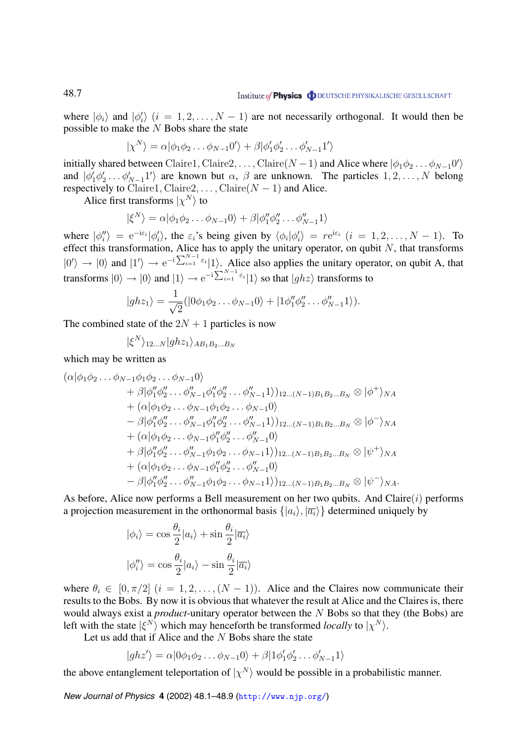where $|\phi_i\rangle$ and $|\phi_i'\rangle$ $(i = 1, 2, \ldots, N-1)$ are not necessarily orthogonal. It would then be possible to make the $N$ Bobs share the state

$$|\chi^N\rangle = \alpha|\phi_1\phi_2\ldots\phi_{N-1}0'\rangle + \beta|\phi_1'\phi_2'\ldots\phi_{N-1}'1'\rangle$$

initially shared between Claire1, Claire2, ..., Claire$(N-1)$ and Alice where $|\phi_1\phi_2\ldots\phi_{N-1}0'\rangle$ and $|\phi_1'\phi_2'\ldots\phi_{N-1}'1'\rangle$ are known but $\alpha$, $\beta$ are unknown. The particles $1, 2, \ldots, N$ belong respectively to Claire1, Claire2, ..., Claire$(N-1)$ and Alice.

Alice first transforms $|\chi^N\rangle$ to

$$|\xi^N\rangle = \alpha|\phi_1\phi_2\ldots\phi_{N-1}0\rangle + \beta|\phi_1''\phi_2''\ldots\phi_{N-1}''1\rangle$$

where $|\phi_i''\rangle = \mathrm{e}^{-\mathrm{i}\varepsilon_i}|\phi_i'\rangle$, the $\varepsilon_i$'s being given by $\langle\phi_i|\phi_i'\rangle = r\mathrm{e}^{\mathrm{i}\varepsilon_i}$ $(i = 1, 2, \ldots, N-1)$. To effect this transformation, Alice has to apply the unitary operator, on qubit $N$, that transforms $|0'\rangle \to |0\rangle$ and $|1'\rangle \to \mathrm{e}^{-\mathrm{i}\sum_{i=1}^{N-1}\varepsilon_i}|1\rangle$. Alice also applies the unitary operator, on qubit A, that transforms $|0\rangle \to |0\rangle$ and $|1\rangle \to \mathrm{e}^{-\mathrm{i}\sum_{i=1}^{N-1}\varepsilon_i}|1\rangle$ so that $|ghz\rangle$ transforms to

$$|ghz_1\rangle = \frac{1}{\sqrt{2}}(|0\phi_1\phi_2\ldots\phi_{N-1}0\rangle + |1\phi_1''\phi_2''\ldots\phi_{N-1}''1\rangle).$$

The combined state of the $2N+1$ particles is now

$$|\xi^N\rangle_{12\ldots N}|ghz_1\rangle_{AB_1B_2\ldots B_N}$$

which may be written as

$$\begin{aligned}
&(\alpha|\phi_1\phi_2\ldots\phi_{N-1}\phi_1\phi_2\ldots\phi_{N-1}0\rangle \\
&\quad + \beta|\phi_1''\phi_2''\ldots\phi_{N-1}''\phi_1''\phi_2''\ldots\phi_{N-1}''1\rangle)_{12\ldots(N-1)B_1B_2\ldots B_N} \otimes |\phi^+\rangle_{NA} \\
&\quad + (\alpha|\phi_1\phi_2\ldots\phi_{N-1}\phi_1\phi_2\ldots\phi_{N-1}0\rangle \\
&\quad - \beta|\phi_1''\phi_2''\ldots\phi_{N-1}''\phi_1''\phi_2''\ldots\phi_{N-1}''1\rangle)_{12\ldots(N-1)B_1B_2\ldots B_N} \otimes |\phi^-\rangle_{NA} \\
&\quad + (\alpha|\phi_1\phi_2\ldots\phi_{N-1}\phi_1''\phi_2''\ldots\phi_{N-1}''0\rangle \\
&\quad + \beta|\phi_1''\phi_2''\ldots\phi_{N-1}''\phi_1\phi_2\ldots\phi_{N-1}1\rangle)_{12\ldots(N-1)B_1B_2\ldots B_N} \otimes |\psi^+\rangle_{NA} \\
&\quad + (\alpha|\phi_1\phi_2\ldots\phi_{N-1}\phi_1''\phi_2''\ldots\phi_{N-1}''0\rangle \\
&\quad - \beta|\phi_1''\phi_2''\ldots\phi_{N-1}''\phi_1\phi_2\ldots\phi_{N-1}1\rangle)_{12\ldots(N-1)B_1B_2\ldots B_N} \otimes |\psi^-\rangle_{NA}.
\end{aligned}$$

As before, Alice now performs a Bell measurement on her two qubits. And Claire$(i)$ performs a projection measurement in the orthonormal basis $\{|a_i\rangle, |\overline{a_i}\rangle\}$ determined uniquely by

$$|\phi_i\rangle = \cos\frac{\theta_i}{2}|a_i\rangle + \sin\frac{\theta_i}{2}|\overline{a_i}\rangle$$

$$|\phi_i''\rangle = \cos\frac{\theta_i}{2}|a_i\rangle - \sin\frac{\theta_i}{2}|\overline{a_i}\rangle$$

where $\theta_i \in [0, \pi/2]$ $(i = 1, 2, \ldots, (N-1))$. Alice and the Claires now communicate their results to the Bobs. By now it is obvious that whatever the result at Alice and the Claires is, there would always exist a *product*-unitary operator between the $N$ Bobs so that they (the Bobs) are left with the state $|\xi^N\rangle$ which may henceforth be transformed *locally* to $|\chi^N\rangle$.

Let us add that if Alice and the $N$ Bobs share the state

$$|ghz'\rangle = \alpha|0\phi_1\phi_2\ldots\phi_{N-1}0\rangle + \beta|1\phi_1'\phi_2'\ldots\phi_{N-1}'1\rangle$$

the above entanglement teleportation of $|\chi^N\rangle$ would be possible in a probabilistic manner.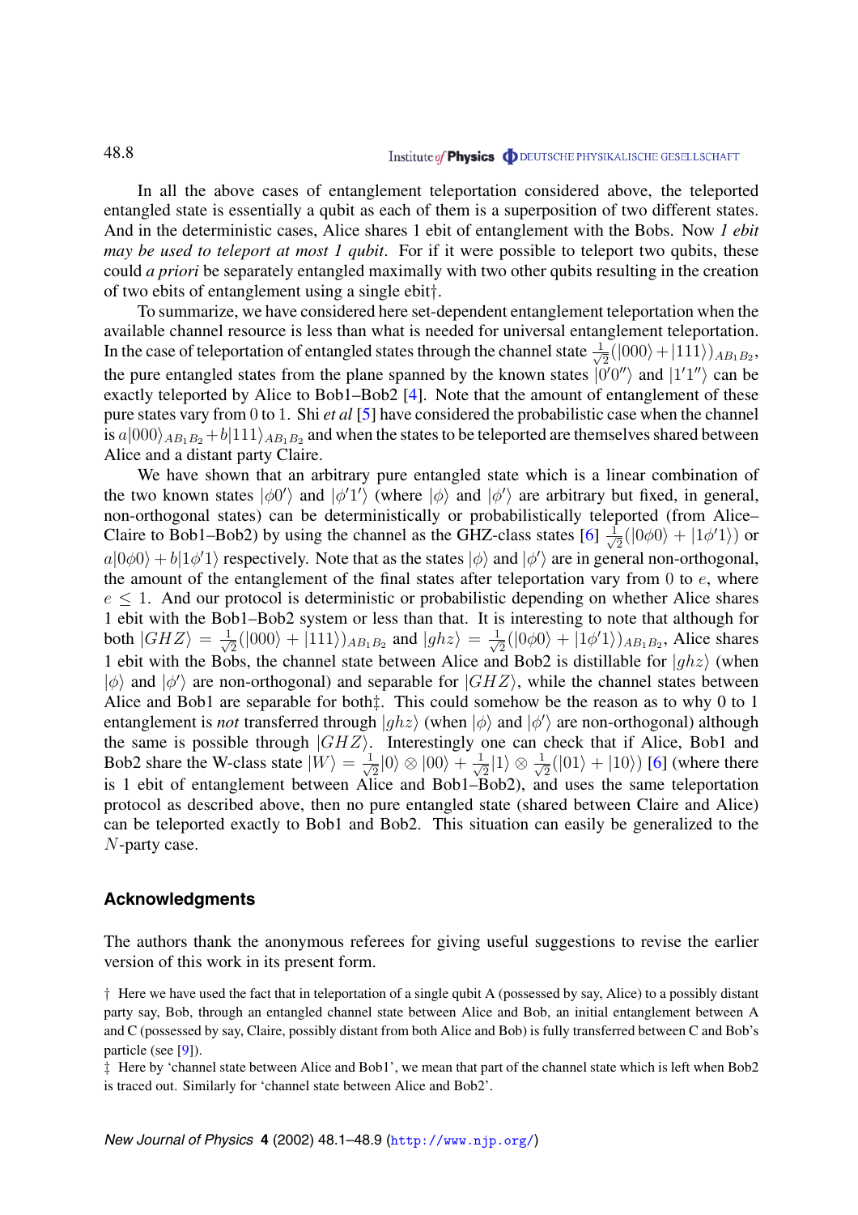In all the above cases of entanglement teleportation considered above, the teleported entangled state is essentially a qubit as each of them is a superposition of two different states. And in the deterministic cases, Alice shares 1 ebit of entanglement with the Bobs. Now *1 ebit may be used to teleport at most 1 qubit*. For if it were possible to teleport two qubits, these could *a priori* be separately entangled maximally with two other qubits resulting in the creation of two ebits of entanglement using a single ebit†.

To summarize, we have considered here set-dependent entanglement teleportation when the available channel resource is less than what is needed for universal entanglement teleportation. In the case of teleportation of entangled states through the channel state $\frac{1}{\sqrt{2}}(|000\rangle + |111\rangle)_{AB_1B_2}$, the pure entangled states from the plane spanned by the known states $|0'0''\rangle$ and $|1'1''\rangle$ can be exactly teleported by Alice to Bob1–Bob2 [4]. Note that the amount of entanglement of these pure states vary from 0 to 1. Shi *et al* [5] have considered the probabilistic case when the channel is $a|000\rangle_{AB_1B_2} + b|111\rangle_{AB_1B_2}$ and when the states to be teleported are themselves shared between Alice and a distant party Claire.

We have shown that an arbitrary pure entangled state which is a linear combination of the two known states $|\phi 0'\rangle$ and $|\phi' 1'\rangle$ (where $|\phi\rangle$ and $|\phi'\rangle$ are arbitrary but fixed, in general, non-orthogonal states) can be deterministically or probabilistically teleported (from Alice–Claire to Bob1–Bob2) by using the channel as the GHZ-class states [6] $\frac{1}{\sqrt{2}}(|0\phi 0\rangle + |1\phi' 1\rangle)$ or $a|0\phi 0\rangle + b|1\phi' 1\rangle$ respectively. Note that as the states $|\phi\rangle$ and $|\phi'\rangle$ are in general non-orthogonal, the amount of the entanglement of the final states after teleportation vary from 0 to $e$, where $e \leq 1$. And our protocol is deterministic or probabilistic depending on whether Alice shares 1 ebit with the Bob1–Bob2 system or less than that. It is interesting to note that although for both $|GHZ\rangle = \frac{1}{\sqrt{2}}(|000\rangle + |111\rangle)_{AB_1B_2}$ and $|ghz\rangle = \frac{1}{\sqrt{2}}(|0\phi 0\rangle + |1\phi' 1\rangle)_{AB_1B_2}$, Alice shares 1 ebit with the Bobs, the channel state between Alice and Bob2 is distillable for $|ghz\rangle$ (when $|\phi\rangle$ and $|\phi'\rangle$ are non-orthogonal) and separable for $|GHZ\rangle$, while the channel states between Alice and Bob1 are separable for both‡. This could somehow be the reason as to why 0 to 1 entanglement is *not* transferred through $|ghz\rangle$ (when $|\phi\rangle$ and $|\phi'\rangle$ are non-orthogonal) although the same is possible through $|GHZ\rangle$. Interestingly one can check that if Alice, Bob1 and Bob2 share the W-class state $|W\rangle = \frac{1}{\sqrt{2}}|0\rangle \otimes |00\rangle + \frac{1}{\sqrt{2}}|1\rangle \otimes \frac{1}{\sqrt{2}}(|01\rangle + |10\rangle)$ [6] (where there is 1 ebit of entanglement between Alice and Bob1–Bob2), and uses the same teleportation protocol as described above, then no pure entangled state (shared between Claire and Alice) can be teleported exactly to Bob1 and Bob2. This situation can easily be generalized to the $N$-party case.

## Acknowledgments

The authors thank the anonymous referees for giving useful suggestions to revise the earlier version of this work in its present form.

† Here we have used the fact that in teleportation of a single qubit A (possessed by say, Alice) to a possibly distant party say, Bob, through an entangled channel state between Alice and Bob, an initial entanglement between A and C (possessed by say, Claire, possibly distant from both Alice and Bob) is fully transferred between C and Bob's particle (see [9]).

‡ Here by 'channel state between Alice and Bob1', we mean that part of the channel state which is left when Bob2 is traced out. Similarly for 'channel state between Alice and Bob2'.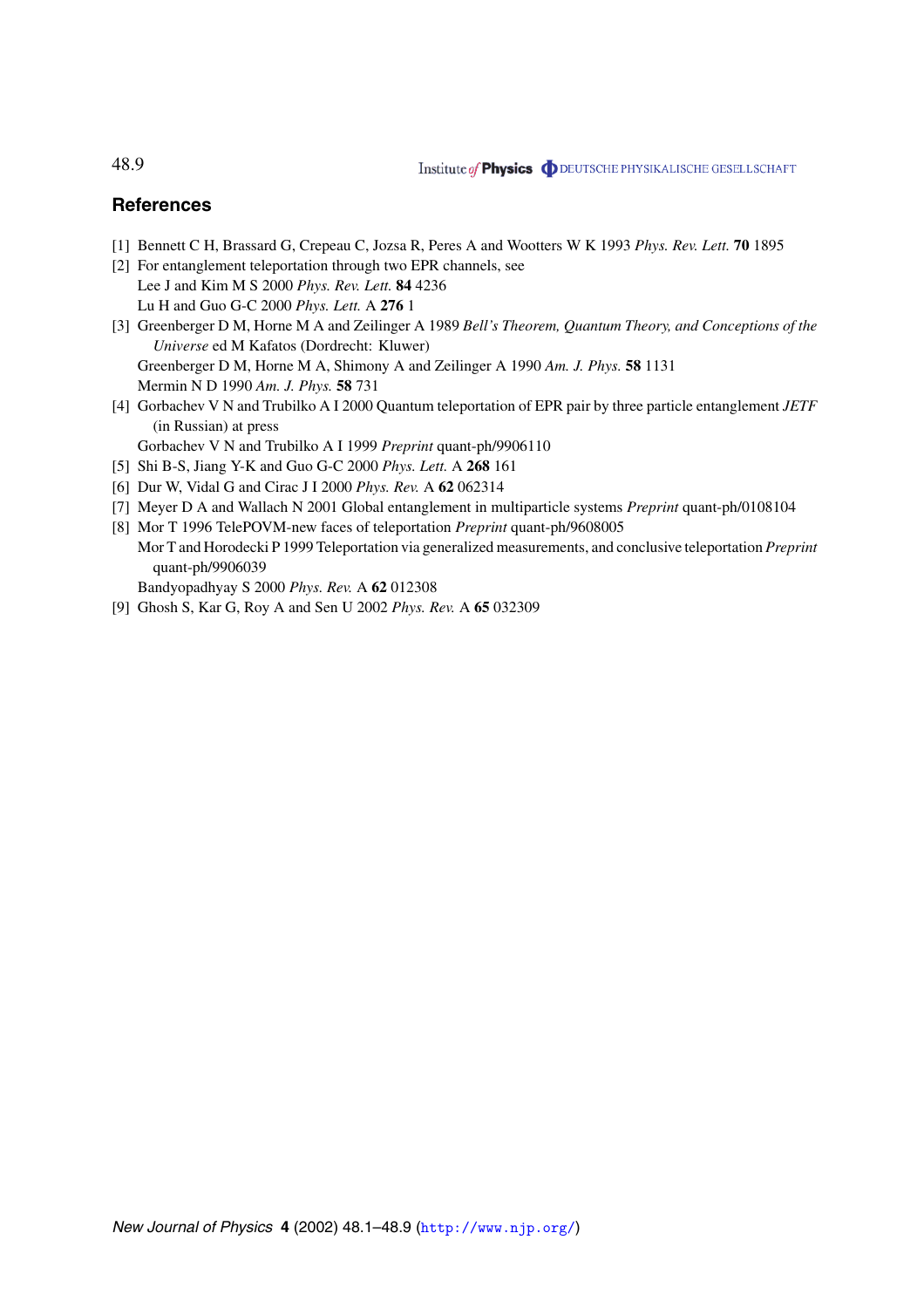## References

[1] Bennett C H, Brassard G, Crepeau C, Jozsa R, Peres A and Wootters W K 1993 *Phys. Rev. Lett.* **70** 1895

[2] For entanglement teleportation through two EPR channels, see
Lee J and Kim M S 2000 *Phys. Rev. Lett.* **84** 4236
Lu H and Guo G-C 2000 *Phys. Lett.* A **276** 1

[3] Greenberger D M, Horne M A and Zeilinger A 1989 *Bell's Theorem, Quantum Theory, and Conceptions of the Universe* ed M Kafatos (Dordrecht: Kluwer)
Greenberger D M, Horne M A, Shimony A and Zeilinger A 1990 *Am. J. Phys.* **58** 1131
Mermin N D 1990 *Am. J. Phys.* **58** 731

[4] Gorbachev V N and Trubilko A I 2000 Quantum teleportation of EPR pair by three particle entanglement *JETF* (in Russian) at press
Gorbachev V N and Trubilko A I 1999 *Preprint* quant-ph/9906110

[5] Shi B-S, Jiang Y-K and Guo G-C 2000 *Phys. Lett.* A **268** 161

[6] Dur W, Vidal G and Cirac J I 2000 *Phys. Rev.* A **62** 062314

[7] Meyer D A and Wallach N 2001 Global entanglement in multiparticle systems *Preprint* quant-ph/0108104

[8] Mor T 1996 TelePOVM-new faces of teleportation *Preprint* quant-ph/9608005
Mor T and Horodecki P 1999 Teleportation via generalized measurements, and conclusive teleportation *Preprint* quant-ph/9906039
Bandyopadhyay S 2000 *Phys. Rev.* A **62** 012308

[9] Ghosh S, Kar G, Roy A and Sen U 2002 *Phys. Rev.* A **65** 032309